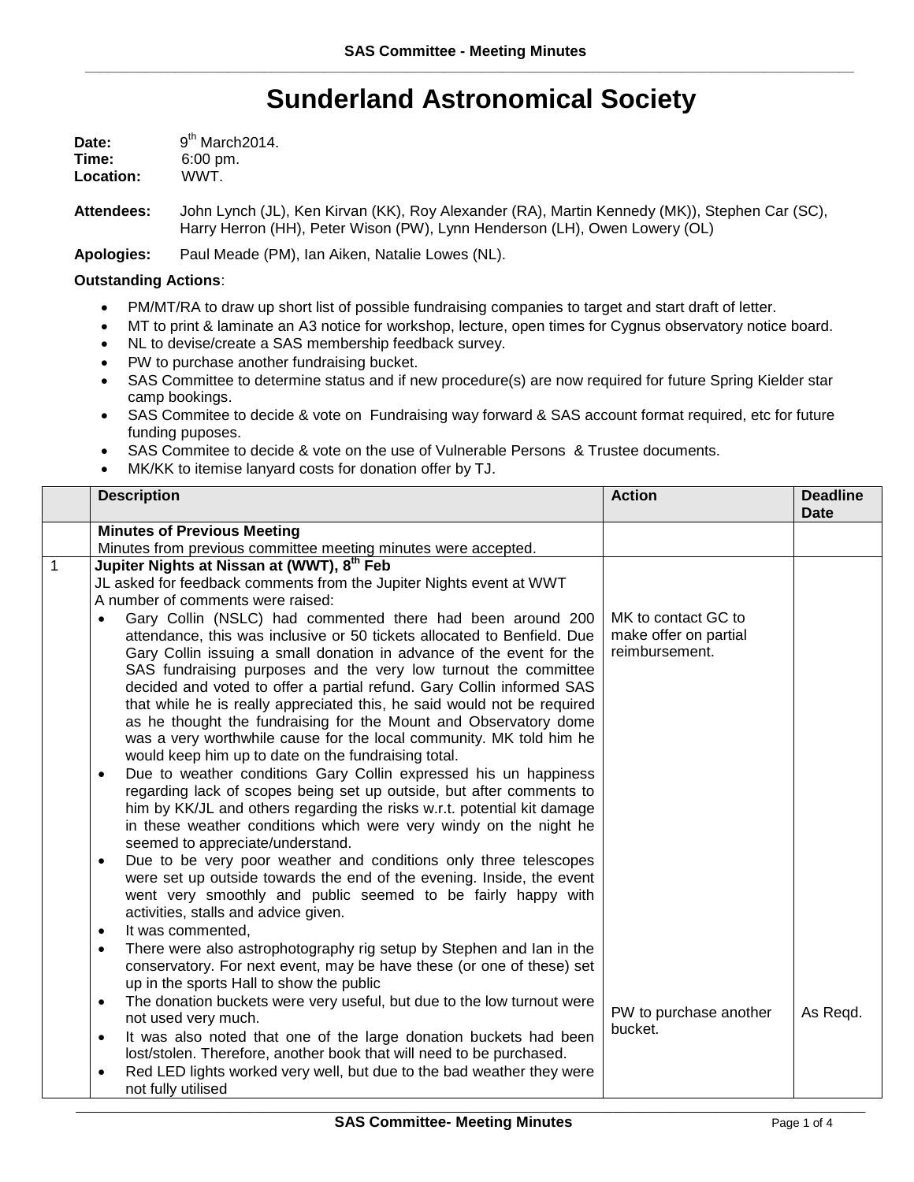# Sunderland Astronomical Society

**Date:** 9th March2014.
**Time:** 6:00 pm.
**Location:** WWT.

**Attendees:** John Lynch (JL), Ken Kirvan (KK), Roy Alexander (RA), Martin Kennedy (MK)), Stephen Car (SC), Harry Herron (HH), Peter Wison (PW), Lynn Henderson (LH), Owen Lowery (OL)

**Apologies:** Paul Meade (PM), Ian Aiken, Natalie Lowes (NL).

**Outstanding Actions**:

- PM/MT/RA to draw up short list of possible fundraising companies to target and start draft of letter.
- MT to print & laminate an A3 notice for workshop, lecture, open times for Cygnus observatory notice board.
- NL to devise/create a SAS membership feedback survey.
- PW to purchase another fundraising bucket.
- SAS Committee to determine status and if new procedure(s) are now required for future Spring Kielder star camp bookings.
- SAS Commitee to decide & vote on Fundraising way forward & SAS account format required, etc for future funding puposes.
- SAS Commitee to decide & vote on the use of Vulnerable Persons & Trustee documents.
- MK/KK to itemise lanyard costs for donation offer by TJ.

| | Description | Action | Deadline Date |
|---|---|---|---|
| | **Minutes of Previous Meeting**<br>Minutes from previous committee meeting minutes were accepted. | | |
| 1 | **Jupiter Nights at Nissan at (WWT), 8th Feb**<br>JL asked for feedback comments from the Jupiter Nights event at WWT<br>A number of comments were raised:<br>• Gary Collin (NSLC) had commented there had been around 200 attendance, this was inclusive or 50 tickets allocated to Benfield. Due Gary Collin issuing a small donation in advance of the event for the SAS fundraising purposes and the very low turnout the committee decided and voted to offer a partial refund. Gary Collin informed SAS that while he is really appreciated this, he said would not be required as he thought the fundraising for the Mount and Observatory dome was a very worthwhile cause for the local community. MK told him he would keep him up to date on the fundraising total.<br>• Due to weather conditions Gary Collin expressed his un happiness regarding lack of scopes being set up outside, but after comments to him by KK/JL and others regarding the risks w.r.t. potential kit damage in these weather conditions which were very windy on the night he seemed to appreciate/understand.<br>• Due to be very poor weather and conditions only three telescopes were set up outside towards the end of the evening. Inside, the event went very smoothly and public seemed to be fairly happy with activities, stalls and advice given.<br>• It was commented,<br>• There were also astrophotography rig setup by Stephen and Ian in the conservatory. For next event, may be have these (or one of these) set up in the sports Hall to show the public<br>• The donation buckets were very useful, but due to the low turnout were not used very much.<br>• It was also noted that one of the large donation buckets had been lost/stolen. Therefore, another book that will need to be purchased.<br>• Red LED lights worked very well, but due to the bad weather they were not fully utilised | MK to contact GC to make offer on partial reimbursement.<br><br>PW to purchase another bucket. | <br><br><br>As Reqd. |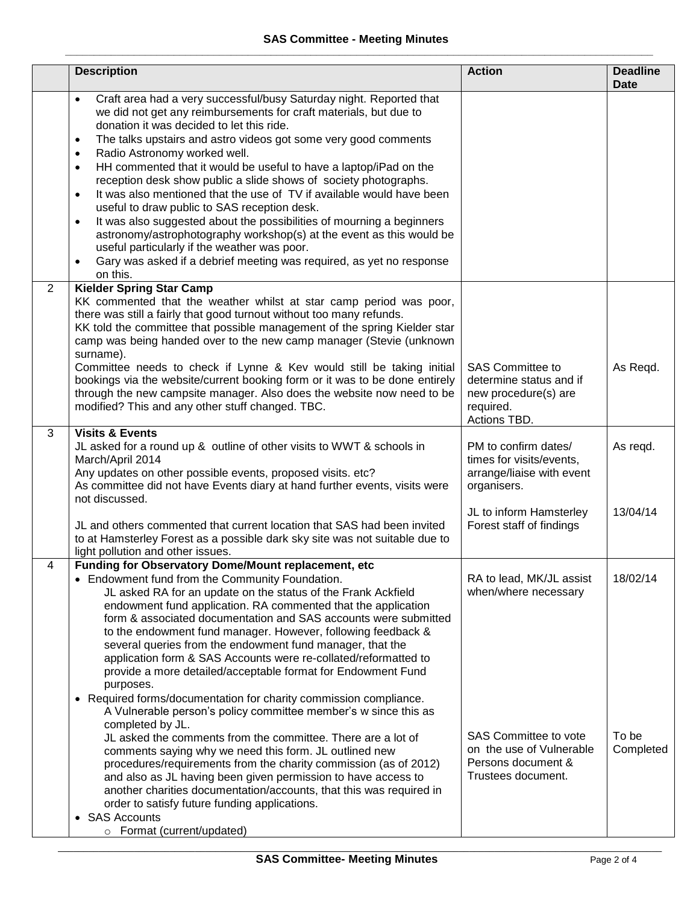# SAS Committee - Meeting Minutes

| | Description | Action | Deadline Date |
|---|---|---|---|
| | • Craft area had a very successful/busy Saturday night. Reported that we did not get any reimbursements for craft materials, but due to donation it was decided to let this ride.<br>• The talks upstairs and astro videos got some very good comments<br>• Radio Astronomy worked well.<br>• HH commented that it would be useful to have a laptop/iPad on the reception desk show public a slide shows of society photographs.<br>• It was also mentioned that the use of TV if available would have been useful to draw public to SAS reception desk.<br>• It was also suggested about the possibilities of mourning a beginners astronomy/astrophotography workshop(s) at the event as this would be useful particularly if the weather was poor.<br>• Gary was asked if a debrief meeting was required, as yet no response on this. | | |
| 2 | **Kielder Spring Star Camp**<br>KK commented that the weather whilst at star camp period was poor, there was still a fairly that good turnout without too many refunds.<br>KK told the committee that possible management of the spring Kielder star camp was being handed over to the new camp manager (Stevie (unknown surname).<br>Committee needs to check if Lynne & Kev would still be taking initial bookings via the website/current booking form or it was to be done entirely through the new campsite manager. Also does the website now need to be modified? This and any other stuff changed. TBC. | SAS Committee to determine status and if new procedure(s) are required.<br>Actions TBD. | As Reqd. |
| 3 | **Visits & Events**<br>JL asked for a round up & outline of other visits to WWT & schools in March/April 2014<br>Any updates on other possible events, proposed visits. etc?<br>As committee did not have Events diary at hand further events, visits were not discussed.<br><br>JL and others commented that current location that SAS had been invited to at Hamsterley Forest as a possible dark sky site was not suitable due to light pollution and other issues. | PM to confirm dates/ times for visits/events, arrange/liaise with event organisers.<br><br>JL to inform Hamsterley Forest staff of findings | As reqd.<br><br>13/04/14 |
| 4 | **Funding for Observatory Dome/Mount replacement, etc**<br>• Endowment fund from the Community Foundation.<br>JL asked RA for an update on the status of the Frank Ackfield endowment fund application. RA commented that the application form & associated documentation and SAS accounts were submitted to the endowment fund manager. However, following feedback & several queries from the endowment fund manager, that the application form & SAS Accounts were re-collated/reformatted to provide a more detailed/acceptable format for Endowment Fund purposes.<br>• Required forms/documentation for charity commission compliance.<br>A Vulnerable person's policy committee member's w since this as completed by JL.<br>JL asked the comments from the committee. There are a lot of comments saying why we need this form. JL outlined new procedures/requirements from the charity commission (as of 2012) and also as JL having been given permission to have access to another charities documentation/accounts, that this was required in order to satisfy future funding applications.<br>• SAS Accounts<br>○ Format (current/updated) | RA to lead, MK/JL assist when/where necessary<br><br>SAS Committee to vote on the use of Vulnerable Persons document & Trustees document. | 18/02/14<br><br>To be Completed |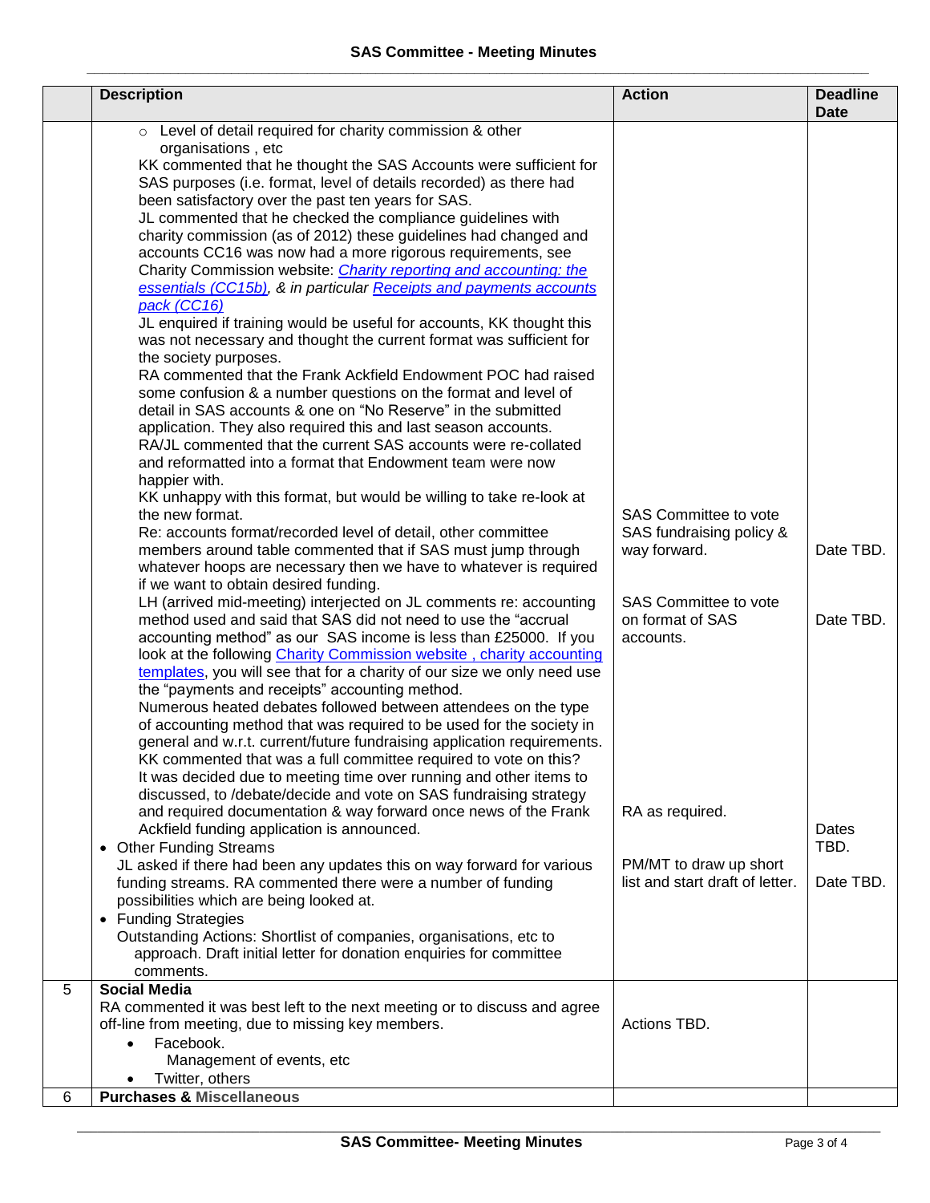| | Description | Action | Deadline Date |
|---|---|---|---|
| | ○ Level of detail required for charity commission & other organisations , etc<br>KK commented that he thought the SAS Accounts were sufficient for SAS purposes (i.e. format, level of details recorded) as there had been satisfactory over the past ten years for SAS.<br>JL commented that he checked the compliance guidelines with charity commission (as of 2012) these guidelines had changed and accounts CC16 was now had a more rigorous requirements, see Charity Commission website: *Charity reporting and accounting: the essentials (CC15b)*, *& in particular* *Receipts and payments accounts pack (CC16)*<br>JL enquired if training would be useful for accounts, KK thought this was not necessary and thought the current format was sufficient for the society purposes.<br>RA commented that the Frank Ackfield Endowment POC had raised some confusion & a number questions on the format and level of detail in SAS accounts & one on "No Reserve" in the submitted application. They also required this and last season accounts.<br>RA/JL commented that the current SAS accounts were re-collated and reformatted into a format that Endowment team were now happier with.<br>KK unhappy with this format, but would be willing to take re-look at the new format.<br>Re: accounts format/recorded level of detail, other committee members around table commented that if SAS must jump through whatever hoops are necessary then we have to whatever is required if we want to obtain desired funding.<br>LH (arrived mid-meeting) interjected on JL comments re: accounting method used and said that SAS did not need to use the "accrual accounting method" as our SAS income is less than £25000. If you look at the following Charity Commission website , charity accounting templates, you will see that for a charity of our size we only need use the "payments and receipts" accounting method.<br>Numerous heated debates followed between attendees on the type of accounting method that was required to be used for the society in general and w.r.t. current/future fundraising application requirements.<br>KK commented that was a full committee required to vote on this?<br>It was decided due to meeting time over running and other items to discussed, to /debate/decide and vote on SAS fundraising strategy and required documentation & way forward once news of the Frank Ackfield funding application is announced.<br>• Other Funding Streams<br>JL asked if there had been any updates this on way forward for various funding streams. RA commented there were a number of funding possibilities which are being looked at.<br>• Funding Strategies<br>Outstanding Actions: Shortlist of companies, organisations, etc to approach. Draft initial letter for donation enquiries for committee comments. | SAS Committee to vote SAS fundraising policy & way forward.<br><br>SAS Committee to vote on format of SAS accounts.<br><br>RA as required.<br><br>PM/MT to draw up short list and start draft of letter. | Date TBD.<br><br>Date TBD.<br><br>Dates TBD.<br><br>Date TBD. |
| 5 | **Social Media**<br>RA commented it was best left to the next meeting or to discuss and agree off-line from meeting, due to missing key members.<br>• Facebook.<br>Management of events, etc<br>• Twitter, others | Actions TBD. | |
| 6 | **Purchases & Miscellaneous** | | |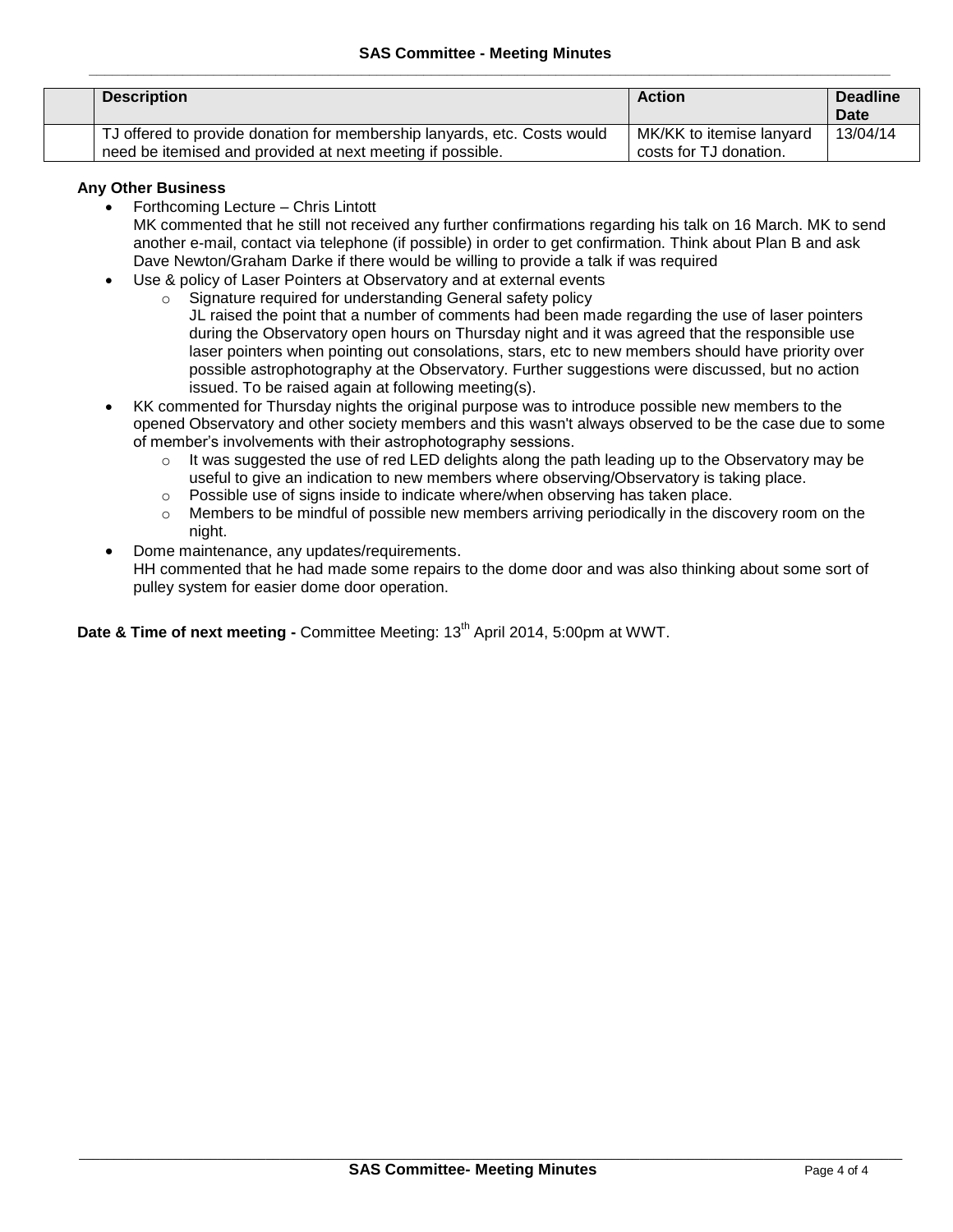| | Description | Action | Deadline Date |
|---|---|---|---|
| | TJ offered to provide donation for membership lanyards, etc. Costs would need be itemised and provided at next meeting if possible. | MK/KK to itemise lanyard costs for TJ donation. | 13/04/14 |

**Any Other Business**

- Forthcoming Lecture – Chris Lintott
  MK commented that he still not received any further confirmations regarding his talk on 16 March. MK to send another e-mail, contact via telephone (if possible) in order to get confirmation. Think about Plan B and ask Dave Newton/Graham Darke if there would be willing to provide a talk if was required
- Use & policy of Laser Pointers at Observatory and at external events
  - Signature required for understanding General safety policy
    JL raised the point that a number of comments had been made regarding the use of laser pointers during the Observatory open hours on Thursday night and it was agreed that the responsible use laser pointers when pointing out consolations, stars, etc to new members should have priority over possible astrophotography at the Observatory. Further suggestions were discussed, but no action issued. To be raised again at following meeting(s).
- KK commented for Thursday nights the original purpose was to introduce possible new members to the opened Observatory and other society members and this wasn't always observed to be the case due to some of member's involvements with their astrophotography sessions.
  - It was suggested the use of red LED delights along the path leading up to the Observatory may be useful to give an indication to new members where observing/Observatory is taking place.
  - Possible use of signs inside to indicate where/when observing has taken place.
  - Members to be mindful of possible new members arriving periodically in the discovery room on the night.
- Dome maintenance, any updates/requirements.
  HH commented that he had made some repairs to the dome door and was also thinking about some sort of pulley system for easier dome door operation.

**Date & Time of next meeting -** Committee Meeting: 13th April 2014, 5:00pm at WWT.